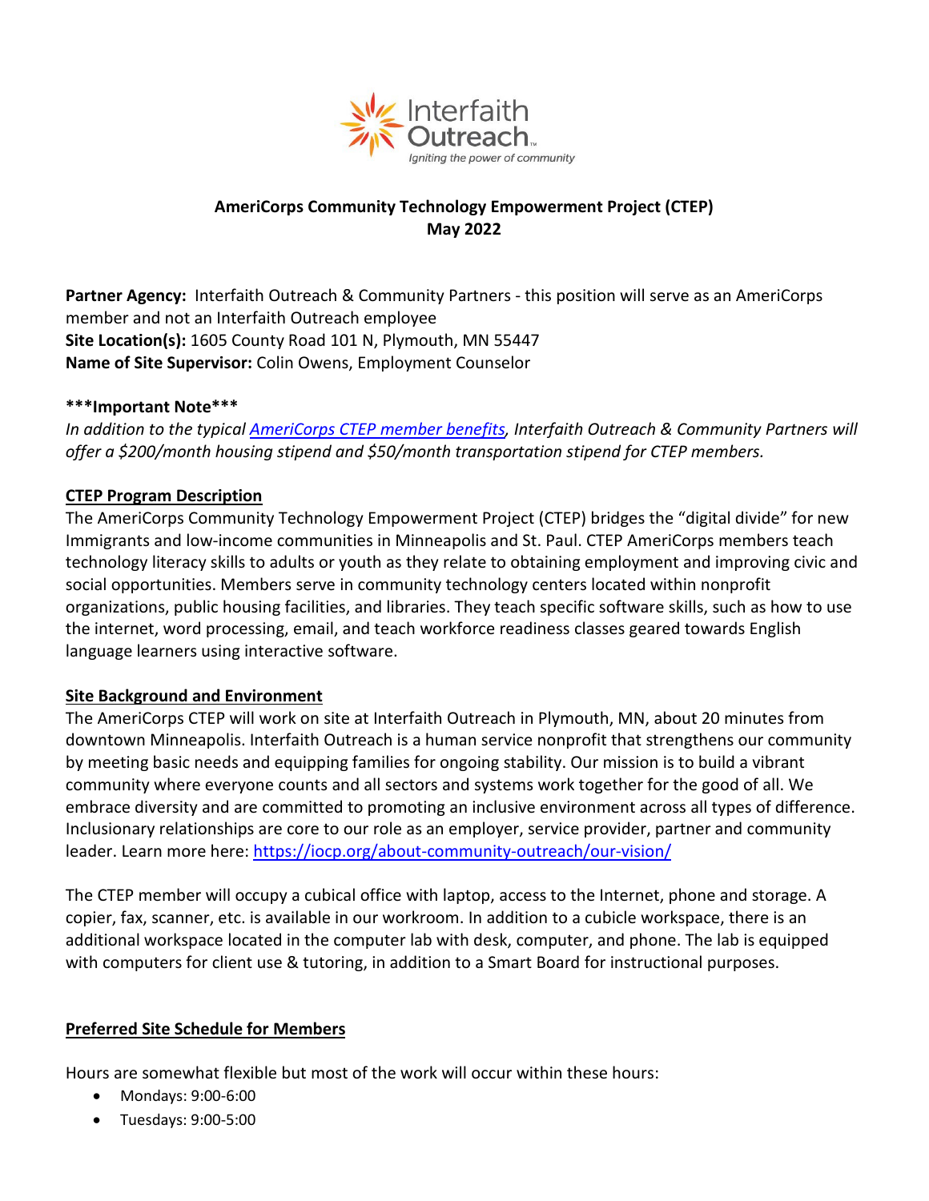# AmeriCorps Community Technology Empowerment Project (CTEP)
## May 2022

**Partner Agency:** Interfaith Outreach & Community Partners - this position will serve as an AmeriCorps member and not an Interfaith Outreach employee
**Site Location(s):** 1605 County Road 101 N, Plymouth, MN 55447
**Name of Site Supervisor:** Colin Owens, Employment Counselor

**\*\*\*Important Note\*\*\***
*In addition to the typical AmeriCorps CTEP member benefits, Interfaith Outreach & Community Partners will offer a $200/month housing stipend and $50/month transportation stipend for CTEP members.*

### CTEP Program Description

The AmeriCorps Community Technology Empowerment Project (CTEP) bridges the "digital divide" for new Immigrants and low-income communities in Minneapolis and St. Paul. CTEP AmeriCorps members teach technology literacy skills to adults or youth as they relate to obtaining employment and improving civic and social opportunities. Members serve in community technology centers located within nonprofit organizations, public housing facilities, and libraries. They teach specific software skills, such as how to use the internet, word processing, email, and teach workforce readiness classes geared towards English language learners using interactive software.

### Site Background and Environment

The AmeriCorps CTEP will work on site at Interfaith Outreach in Plymouth, MN, about 20 minutes from downtown Minneapolis. Interfaith Outreach is a human service nonprofit that strengthens our community by meeting basic needs and equipping families for ongoing stability. Our mission is to build a vibrant community where everyone counts and all sectors and systems work together for the good of all. We embrace diversity and are committed to promoting an inclusive environment across all types of difference. Inclusionary relationships are core to our role as an employer, service provider, partner and community leader. Learn more here: https://iocp.org/about-community-outreach/our-vision/

The CTEP member will occupy a cubical office with laptop, access to the Internet, phone and storage. A copier, fax, scanner, etc. is available in our workroom. In addition to a cubicle workspace, there is an additional workspace located in the computer lab with desk, computer, and phone. The lab is equipped with computers for client use & tutoring, in addition to a Smart Board for instructional purposes.

### Preferred Site Schedule for Members

Hours are somewhat flexible but most of the work will occur within these hours:

- Mondays: 9:00-6:00
- Tuesdays: 9:00-5:00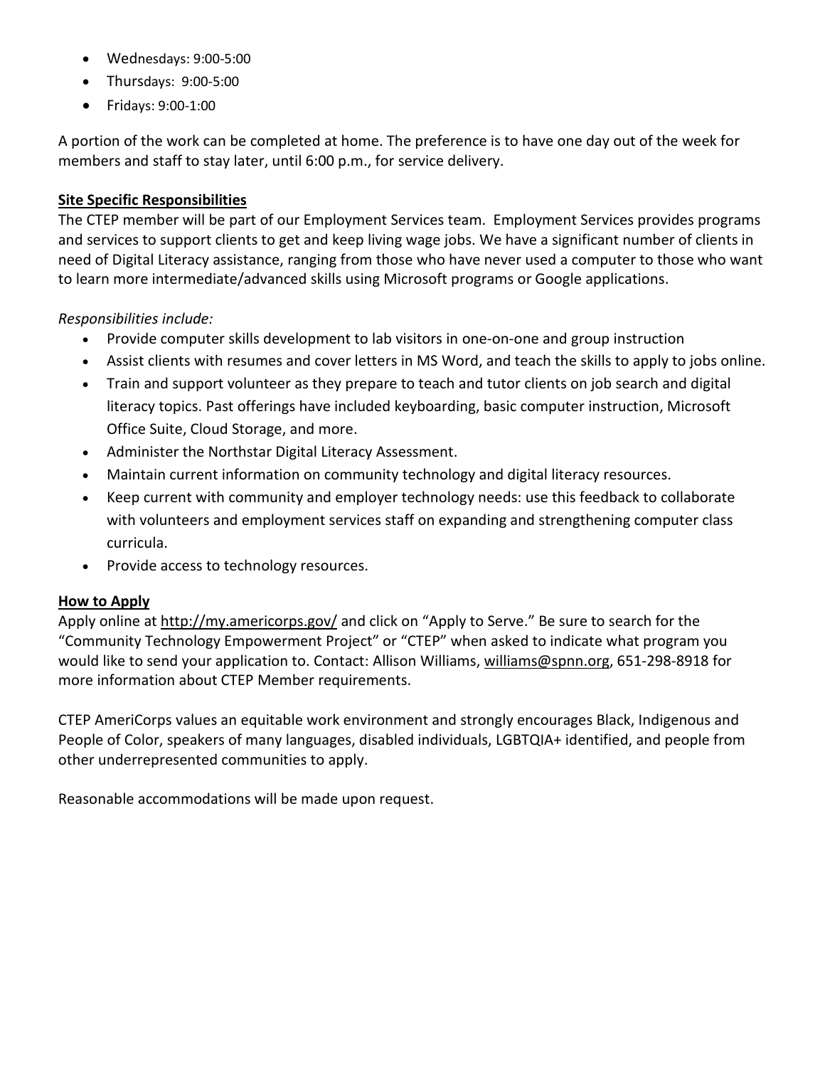- Wednesdays: 9:00-5:00
- Thursdays: 9:00-5:00
- Fridays: 9:00-1:00

A portion of the work can be completed at home. The preference is to have one day out of the week for members and staff to stay later, until 6:00 p.m., for service delivery.

**Site Specific Responsibilities**

The CTEP member will be part of our Employment Services team. Employment Services provides programs and services to support clients to get and keep living wage jobs. We have a significant number of clients in need of Digital Literacy assistance, ranging from those who have never used a computer to those who want to learn more intermediate/advanced skills using Microsoft programs or Google applications.

*Responsibilities include:*

- Provide computer skills development to lab visitors in one-on-one and group instruction
- Assist clients with resumes and cover letters in MS Word, and teach the skills to apply to jobs online.
- Train and support volunteer as they prepare to teach and tutor clients on job search and digital literacy topics. Past offerings have included keyboarding, basic computer instruction, Microsoft Office Suite, Cloud Storage, and more.
- Administer the Northstar Digital Literacy Assessment.
- Maintain current information on community technology and digital literacy resources.
- Keep current with community and employer technology needs: use this feedback to collaborate with volunteers and employment services staff on expanding and strengthening computer class curricula.
- Provide access to technology resources.

**How to Apply**

Apply online at http://my.americorps.gov/ and click on "Apply to Serve." Be sure to search for the "Community Technology Empowerment Project" or "CTEP" when asked to indicate what program you would like to send your application to. Contact: Allison Williams, williams@spnn.org, 651-298-8918 for more information about CTEP Member requirements.

CTEP AmeriCorps values an equitable work environment and strongly encourages Black, Indigenous and People of Color, speakers of many languages, disabled individuals, LGBTQIA+ identified, and people from other underrepresented communities to apply.

Reasonable accommodations will be made upon request.